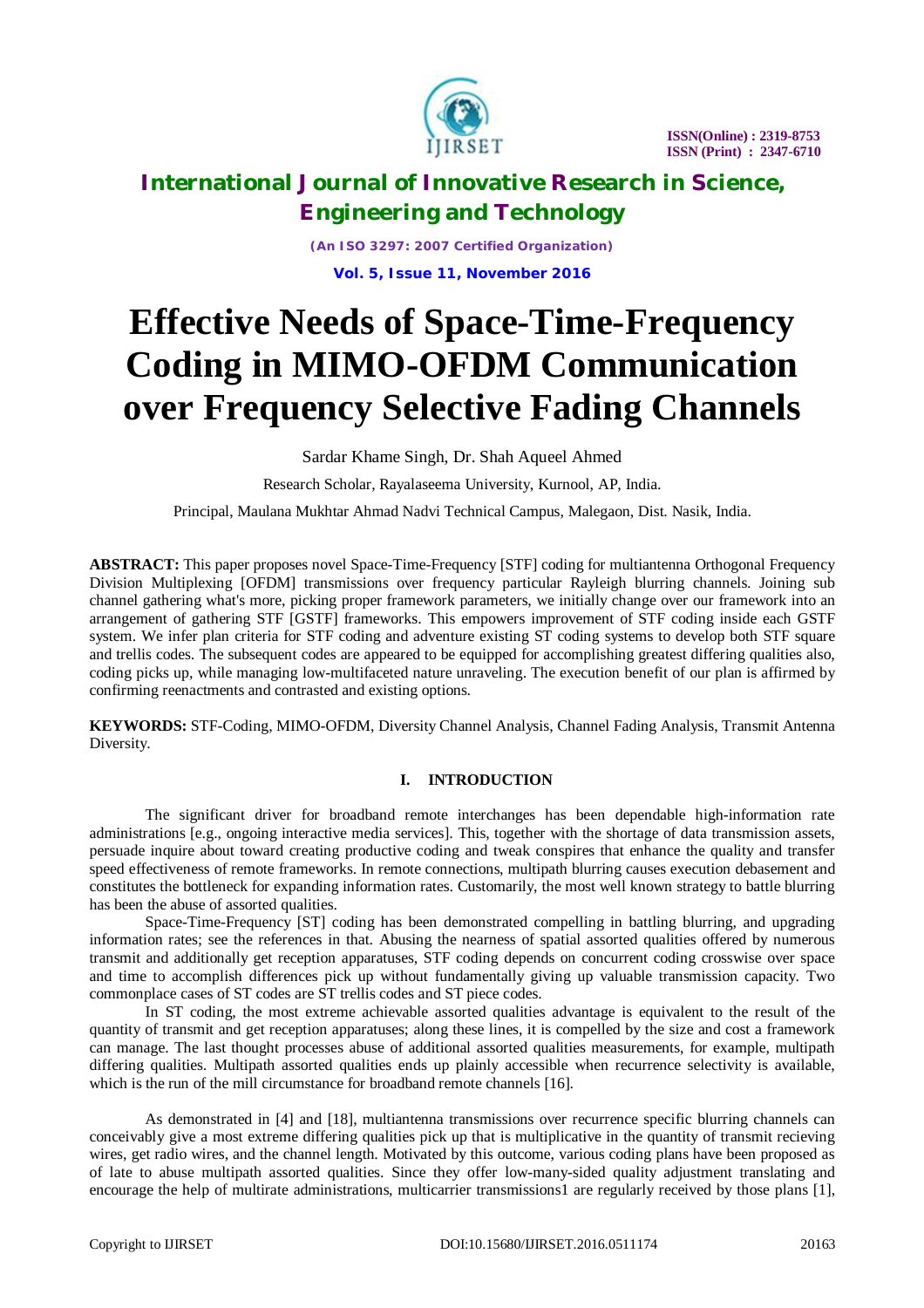# Effective Needs of Space-Time-Frequency Coding in MIMO-OFDM Communication over Frequency Selective Fading Channels

Sardar Khame Singh, Dr. Shah Aqueel Ahmed

Research Scholar, Rayalaseema University, Kurnool, AP, India.

Principal, Maulana Mukhtar Ahmad Nadvi Technical Campus, Malegaon, Dist. Nasik, India.

**ABSTRACT:** This paper proposes novel Space-Time-Frequency [STF] coding for multiantenna Orthogonal Frequency Division Multiplexing [OFDM] transmissions over frequency particular Rayleigh blurring channels. Joining sub channel gathering what's more, picking proper framework parameters, we initially change over our framework into an arrangement of gathering STF [GSTF] frameworks. This empowers improvement of STF coding inside each GSTF system. We infer plan criteria for STF coding and adventure existing ST coding systems to develop both STF square and trellis codes. The subsequent codes are appeared to be equipped for accomplishing greatest differing qualities also, coding picks up, while managing low-multifaceted nature unraveling. The execution benefit of our plan is affirmed by confirming reenactments and contrasted and existing options.

**KEYWORDS:** STF-Coding, MIMO-OFDM, Diversity Channel Analysis, Channel Fading Analysis, Transmit Antenna Diversity.

## I. INTRODUCTION

The significant driver for broadband remote interchanges has been dependable high-information rate administrations [e.g., ongoing interactive media services]. This, together with the shortage of data transmission assets, persuade inquire about toward creating productive coding and tweak conspires that enhance the quality and transfer speed effectiveness of remote frameworks. In remote connections, multipath blurring causes execution debasement and constitutes the bottleneck for expanding information rates. Customarily, the most well known strategy to battle blurring has been the abuse of assorted qualities.

Space-Time-Frequency [ST] coding has been demonstrated compelling in battling blurring, and upgrading information rates; see the references in that. Abusing the nearness of spatial assorted qualities offered by numerous transmit and additionally get reception apparatuses, STF coding depends on concurrent coding crosswise over space and time to accomplish differences pick up without fundamentally giving up valuable transmission capacity. Two commonplace cases of ST codes are ST trellis codes and ST piece codes.

In ST coding, the most extreme achievable assorted qualities advantage is equivalent to the result of the quantity of transmit and get reception apparatuses; along these lines, it is compelled by the size and cost a framework can manage. The last thought processes abuse of additional assorted qualities measurements, for example, multipath differing qualities. Multipath assorted qualities ends up plainly accessible when recurrence selectivity is available, which is the run of the mill circumstance for broadband remote channels [16].

As demonstrated in [4] and [18], multiantenna transmissions over recurrence specific blurring channels can conceivably give a most extreme differing qualities pick up that is multiplicative in the quantity of transmit recieving wires, get radio wires, and the channel length. Motivated by this outcome, various coding plans have been proposed as of late to abuse multipath assorted qualities. Since they offer low-many-sided quality adjustment translating and encourage the help of multirate administrations, multicarrier transmissions1 are regularly received by those plans [1],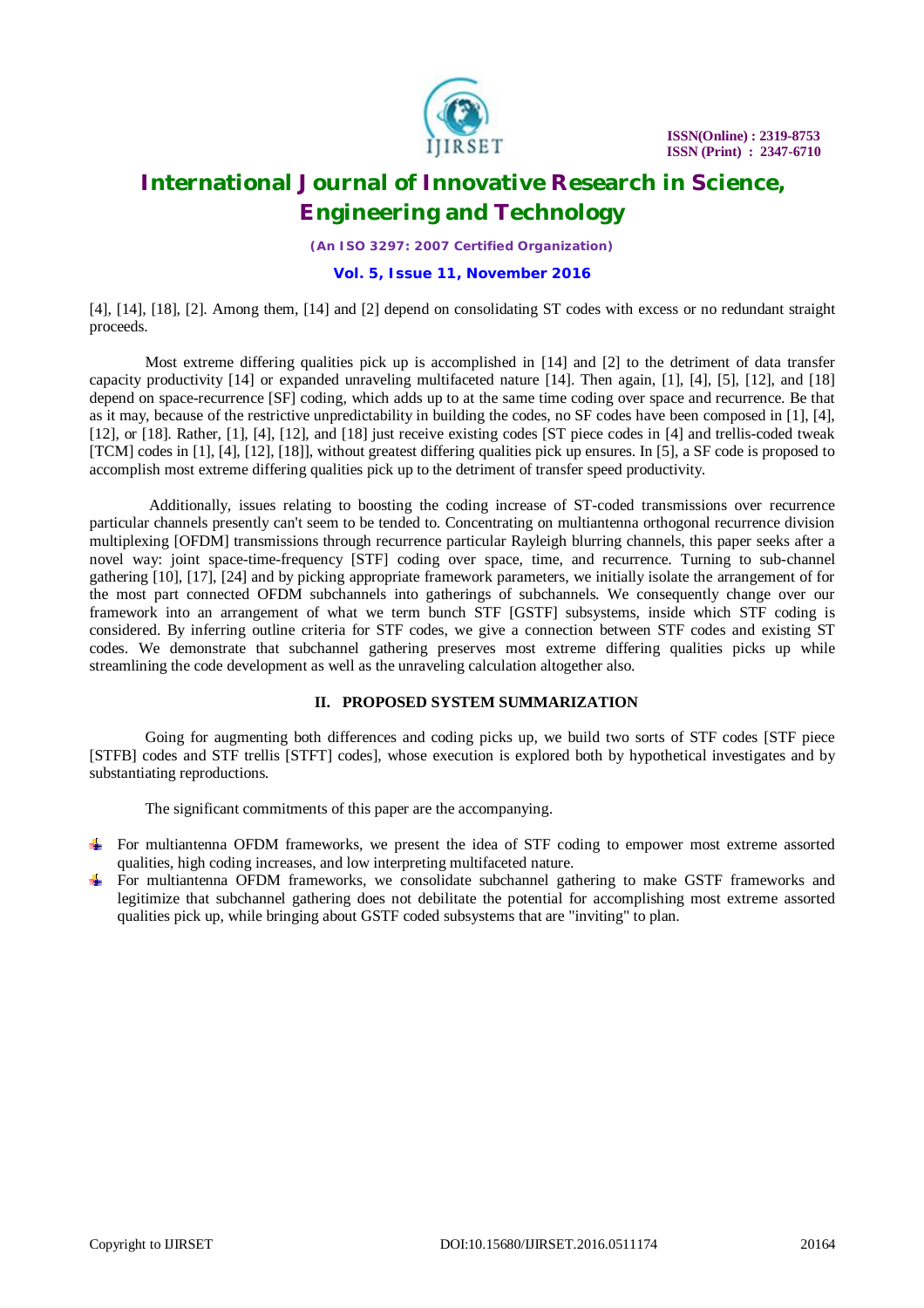[4], [14], [18], [2]. Among them, [14] and [2] depend on consolidating ST codes with excess or no redundant straight proceeds.

Most extreme differing qualities pick up is accomplished in [14] and [2] to the detriment of data transfer capacity productivity [14] or expanded unraveling multifaceted nature [14]. Then again, [1], [4], [5], [12], and [18] depend on space-recurrence [SF] coding, which adds up to at the same time coding over space and recurrence. Be that as it may, because of the restrictive unpredictability in building the codes, no SF codes have been composed in [1], [4], [12], or [18]. Rather, [1], [4], [12], and [18] just receive existing codes [ST piece codes in [4] and trellis-coded tweak [TCM] codes in [1], [4], [12], [18]], without greatest differing qualities pick up ensures. In [5], a SF code is proposed to accomplish most extreme differing qualities pick up to the detriment of transfer speed productivity.

Additionally, issues relating to boosting the coding increase of ST-coded transmissions over recurrence particular channels presently can't seem to be tended to. Concentrating on multiantenna orthogonal recurrence division multiplexing [OFDM] transmissions through recurrence particular Rayleigh blurring channels, this paper seeks after a novel way: joint space-time-frequency [STF] coding over space, time, and recurrence. Turning to sub-channel gathering [10], [17], [24] and by picking appropriate framework parameters, we initially isolate the arrangement of for the most part connected OFDM subchannels into gatherings of subchannels. We consequently change over our framework into an arrangement of what we term bunch STF [GSTF] subsystems, inside which STF coding is considered. By inferring outline criteria for STF codes, we give a connection between STF codes and existing ST codes. We demonstrate that subchannel gathering preserves most extreme differing qualities picks up while streamlining the code development as well as the unraveling calculation altogether also.

## II. PROPOSED SYSTEM SUMMARIZATION

Going for augmenting both differences and coding picks up, we build two sorts of STF codes [STF piece [STFB] codes and STF trellis [STFT] codes], whose execution is explored both by hypothetical investigates and by substantiating reproductions.

The significant commitments of this paper are the accompanying.

- For multiantenna OFDM frameworks, we present the idea of STF coding to empower most extreme assorted qualities, high coding increases, and low interpreting multifaceted nature.
- For multiantenna OFDM frameworks, we consolidate subchannel gathering to make GSTF frameworks and legitimize that subchannel gathering does not debilitate the potential for accomplishing most extreme assorted qualities pick up, while bringing about GSTF coded subsystems that are "inviting" to plan.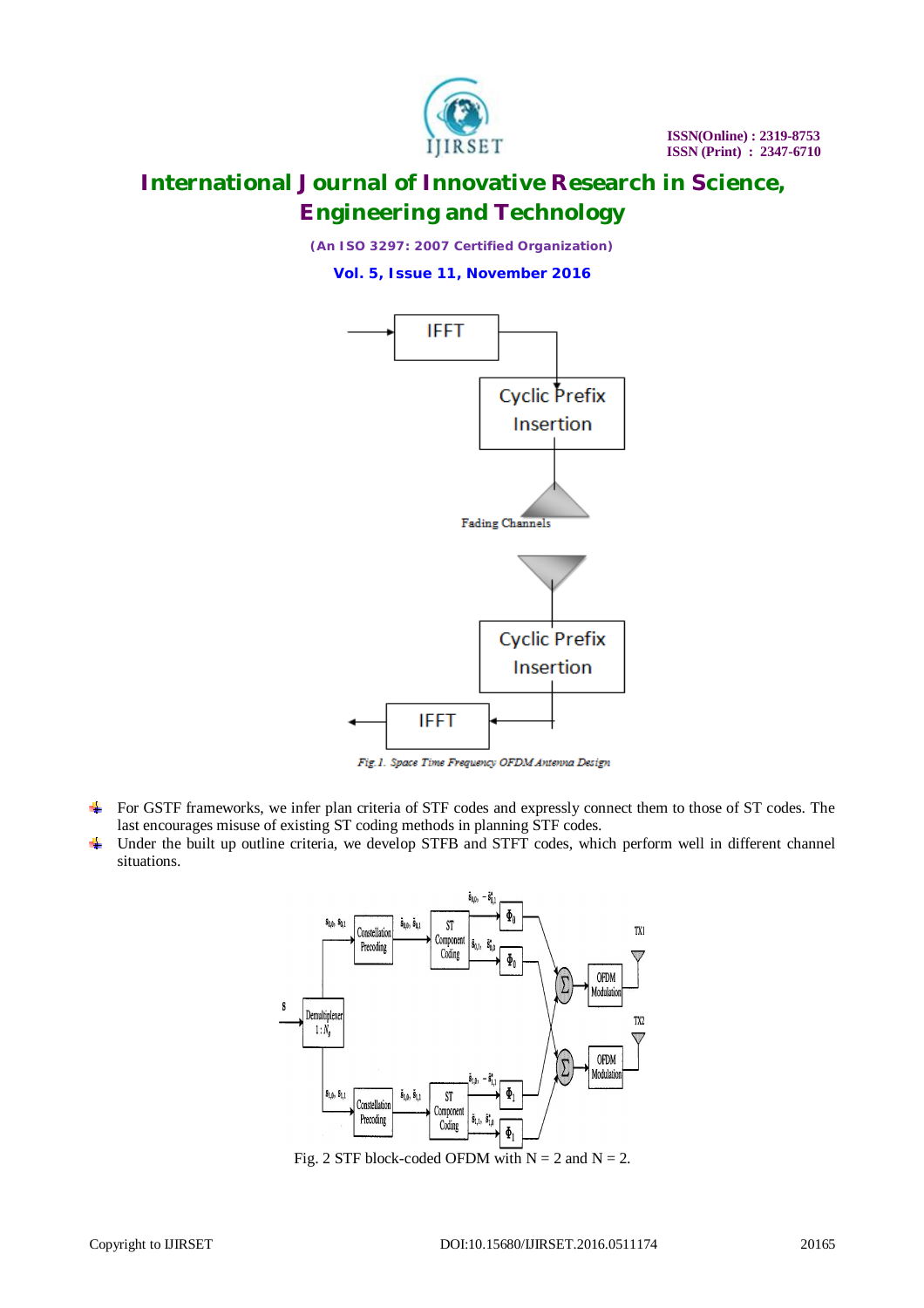Fig.1. Space Time Frequency OFDM Antenna Design

- For GSTF frameworks, we infer plan criteria of STF codes and expressly connect them to those of ST codes. The last encourages misuse of existing ST coding methods in planning STF codes.
- Under the built up outline criteria, we develop STFB and STFT codes, which perform well in different channel situations.

Fig. 2 STF block-coded OFDM with N = 2 and N = 2.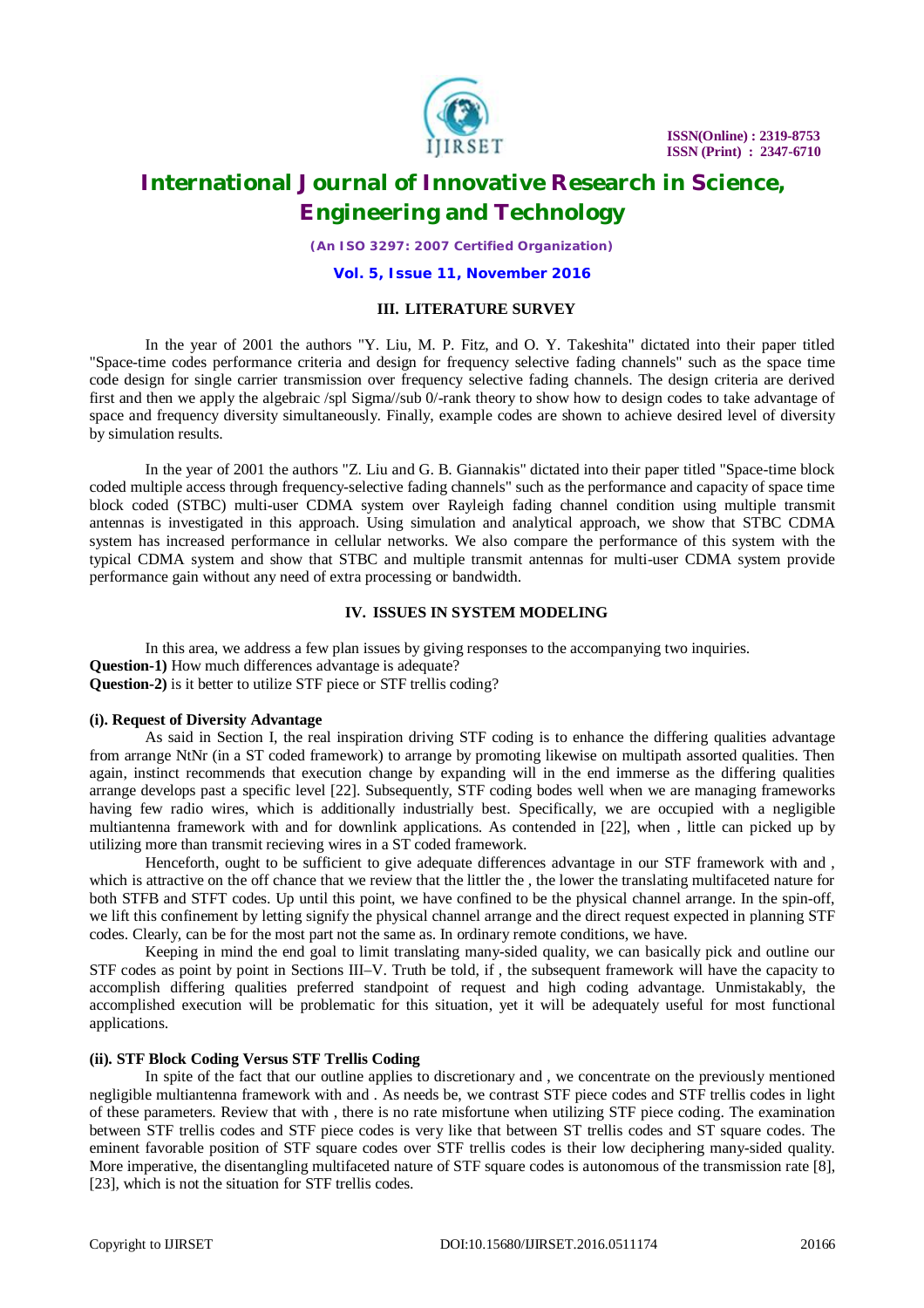### III. LITERATURE SURVEY

In the year of 2001 the authors "Y. Liu, M. P. Fitz, and O. Y. Takeshita" dictated into their paper titled "Space-time codes performance criteria and design for frequency selective fading channels" such as the space time code design for single carrier transmission over frequency selective fading channels. The design criteria are derived first and then we apply the algebraic /spl Sigma//sub 0/-rank theory to show how to design codes to take advantage of space and frequency diversity simultaneously. Finally, example codes are shown to achieve desired level of diversity by simulation results.

In the year of 2001 the authors "Z. Liu and G. B. Giannakis" dictated into their paper titled "Space-time block coded multiple access through frequency-selective fading channels" such as the performance and capacity of space time block coded (STBC) multi-user CDMA system over Rayleigh fading channel condition using multiple transmit antennas is investigated in this approach. Using simulation and analytical approach, we show that STBC CDMA system has increased performance in cellular networks. We also compare the performance of this system with the typical CDMA system and show that STBC and multiple transmit antennas for multi-user CDMA system provide performance gain without any need of extra processing or bandwidth.

### IV. ISSUES IN SYSTEM MODELING

In this area, we address a few plan issues by giving responses to the accompanying two inquiries.

**Question-1)** How much differences advantage is adequate?
**Question-2)** is it better to utilize STF piece or STF trellis coding?

#### (i). Request of Diversity Advantage

As said in Section I, the real inspiration driving STF coding is to enhance the differing qualities advantage from arrange NtNr (in a ST coded framework) to arrange by promoting likewise on multipath assorted qualities. Then again, instinct recommends that execution change by expanding will in the end immerse as the differing qualities arrange develops past a specific level [22]. Subsequently, STF coding bodes well when we are managing frameworks having few radio wires, which is additionally industrially best. Specifically, we are occupied with a negligible multiantenna framework with and for downlink applications. As contended in [22], when , little can picked up by utilizing more than transmit recieving wires in a ST coded framework.

Henceforth, ought to be sufficient to give adequate differences advantage in our STF framework with and , which is attractive on the off chance that we review that the littler the , the lower the translating multifaceted nature for both STFB and STFT codes. Up until this point, we have confined to be the physical channel arrange. In the spin-off, we lift this confinement by letting signify the physical channel arrange and the direct request expected in planning STF codes. Clearly, can be for the most part not the same as. In ordinary remote conditions, we have.

Keeping in mind the end goal to limit translating many-sided quality, we can basically pick and outline our STF codes as point by point in Sections III–V. Truth be told, if , the subsequent framework will have the capacity to accomplish differing qualities preferred standpoint of request and high coding advantage. Unmistakably, the accomplished execution will be problematic for this situation, yet it will be adequately useful for most functional applications.

#### (ii). STF Block Coding Versus STF Trellis Coding

In spite of the fact that our outline applies to discretionary and , we concentrate on the previously mentioned negligible multiantenna framework with and . As needs be, we contrast STF piece codes and STF trellis codes in light of these parameters. Review that with , there is no rate misfortune when utilizing STF piece coding. The examination between STF trellis codes and STF piece codes is very like that between ST trellis codes and ST square codes. The eminent favorable position of STF square codes over STF trellis codes is their low deciphering many-sided quality. More imperative, the disentangling multifaceted nature of STF square codes is autonomous of the transmission rate [8], [23], which is not the situation for STF trellis codes.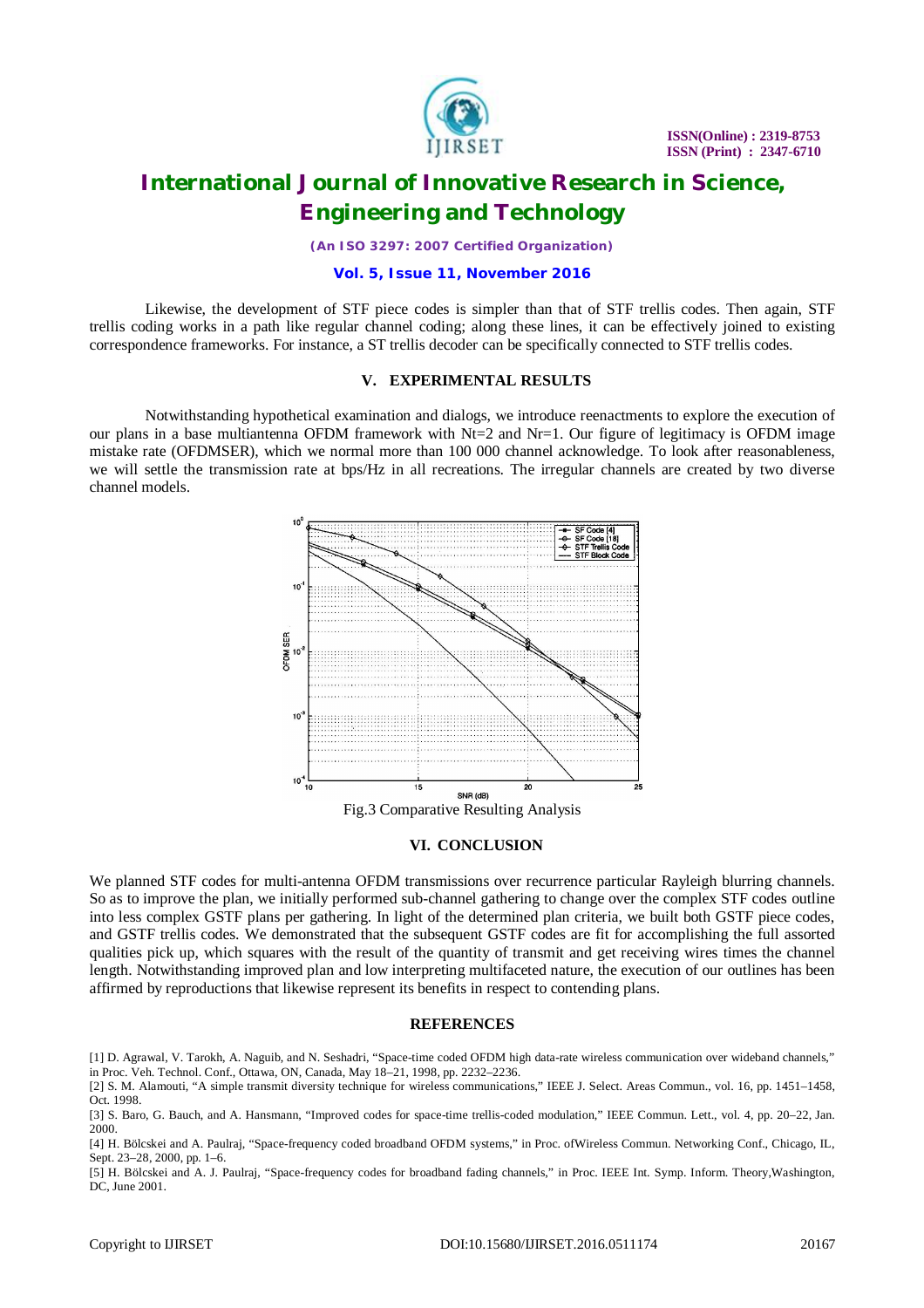Likewise, the development of STF piece codes is simpler than that of STF trellis codes. Then again, STF trellis coding works in a path like regular channel coding; along these lines, it can be effectively joined to existing correspondence frameworks. For instance, a ST trellis decoder can be specifically connected to STF trellis codes.

## V. EXPERIMENTAL RESULTS

Notwithstanding hypothetical examination and dialogs, we introduce reenactments to explore the execution of our plans in a base multiantenna OFDM framework with Nt=2 and Nr=1. Our figure of legitimacy is OFDM image mistake rate (OFDMSER), which we normal more than 100 000 channel acknowledge. To look after reasonableness, we will settle the transmission rate at bps/Hz in all recreations. The irregular channels are created by two diverse channel models.

Fig.3 Comparative Resulting Analysis

## VI. CONCLUSION

We planned STF codes for multi-antenna OFDM transmissions over recurrence particular Rayleigh blurring channels. So as to improve the plan, we initially performed sub-channel gathering to change over the complex STF codes outline into less complex GSTF plans per gathering. In light of the determined plan criteria, we built both GSTF piece codes, and GSTF trellis codes. We demonstrated that the subsequent GSTF codes are fit for accomplishing the full assorted qualities pick up, which squares with the result of the quantity of transmit and get receiving wires times the channel length. Notwithstanding improved plan and low interpreting multifaceted nature, the execution of our outlines has been affirmed by reproductions that likewise represent its benefits in respect to contending plans.

## REFERENCES

[1] D. Agrawal, V. Tarokh, A. Naguib, and N. Seshadri, "Space-time coded OFDM high data-rate wireless communication over wideband channels," in Proc. Veh. Technol. Conf., Ottawa, ON, Canada, May 18–21, 1998, pp. 2232–2236.

[2] S. M. Alamouti, "A simple transmit diversity technique for wireless communications," IEEE J. Select. Areas Commun., vol. 16, pp. 1451–1458, Oct. 1998.

[3] S. Baro, G. Bauch, and A. Hansmann, "Improved codes for space-time trellis-coded modulation," IEEE Commun. Lett., vol. 4, pp. 20–22, Jan. 2000.

[4] H. Bölcskei and A. Paulraj, "Space-frequency coded broadband OFDM systems," in Proc. ofWireless Commun. Networking Conf., Chicago, IL, Sept. 23–28, 2000, pp. 1–6.

[5] H. Bölcskei and A. J. Paulraj, "Space-frequency codes for broadband fading channels," in Proc. IEEE Int. Symp. Inform. Theory,Washington, DC, June 2001.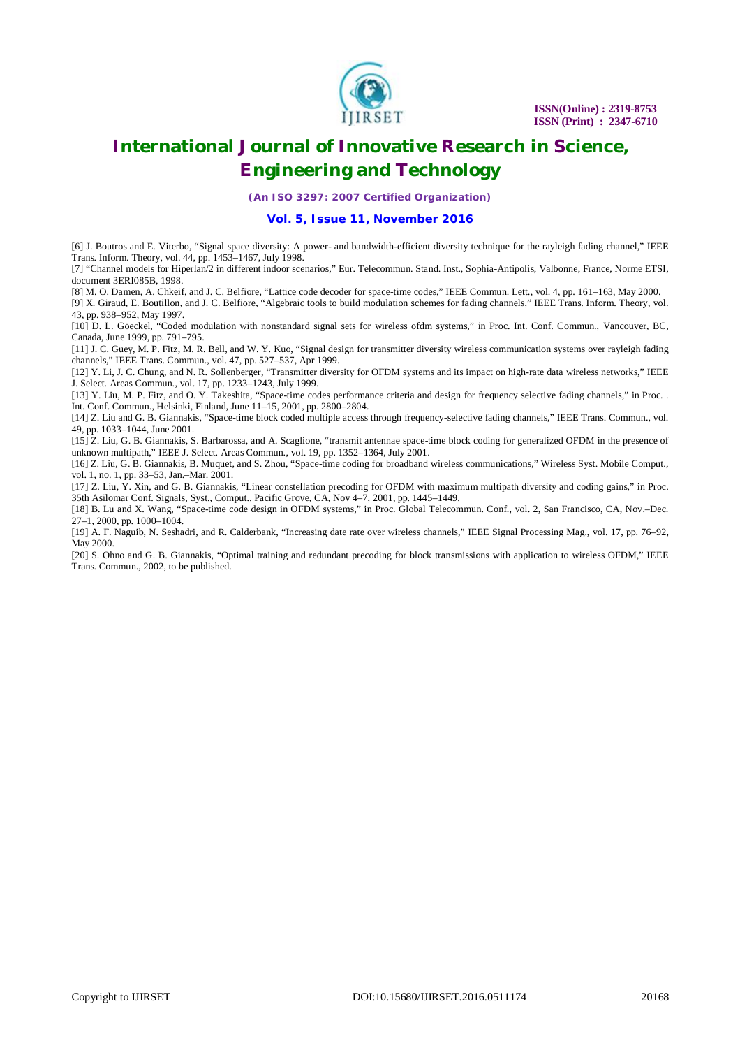[6] J. Boutros and E. Viterbo, "Signal space diversity: A power- and bandwidth-efficient diversity technique for the rayleigh fading channel," IEEE Trans. Inform. Theory, vol. 44, pp. 1453–1467, July 1998.

[7] "Channel models for Hiperlan/2 in different indoor scenarios," Eur. Telecommun. Stand. Inst., Sophia-Antipolis, Valbonne, France, Norme ETSI, document 3ERI085B, 1998.

[8] M. O. Damen, A. Chkeif, and J. C. Belfiore, "Lattice code decoder for space-time codes," IEEE Commun. Lett., vol. 4, pp. 161–163, May 2000.

[9] X. Giraud, E. Boutillon, and J. C. Belfiore, "Algebraic tools to build modulation schemes for fading channels," IEEE Trans. Inform. Theory, vol. 43, pp. 938–952, May 1997.

[10] D. L. Göeckel, "Coded modulation with nonstandard signal sets for wireless ofdm systems," in Proc. Int. Conf. Commun., Vancouver, BC, Canada, June 1999, pp. 791–795.

[11] J. C. Guey, M. P. Fitz, M. R. Bell, and W. Y. Kuo, "Signal design for transmitter diversity wireless communication systems over rayleigh fading channels," IEEE Trans. Commun., vol. 47, pp. 527–537, Apr 1999.

[12] Y. Li, J. C. Chung, and N. R. Sollenberger, "Transmitter diversity for OFDM systems and its impact on high-rate data wireless networks," IEEE J. Select. Areas Commun., vol. 17, pp. 1233–1243, July 1999.

[13] Y. Liu, M. P. Fitz, and O. Y. Takeshita, "Space-time codes performance criteria and design for frequency selective fading channels," in Proc. . Int. Conf. Commun., Helsinki, Finland, June 11–15, 2001, pp. 2800–2804.

[14] Z. Liu and G. B. Giannakis, "Space-time block coded multiple access through frequency-selective fading channels," IEEE Trans. Commun., vol. 49, pp. 1033–1044, June 2001.

[15] Z. Liu, G. B. Giannakis, S. Barbarossa, and A. Scaglione, "transmit antennae space-time block coding for generalized OFDM in the presence of unknown multipath," IEEE J. Select. Areas Commun., vol. 19, pp. 1352–1364, July 2001.

[16] Z. Liu, G. B. Giannakis, B. Muquet, and S. Zhou, "Space-time coding for broadband wireless communications," Wireless Syst. Mobile Comput., vol. 1, no. 1, pp. 33–53, Jan.–Mar. 2001.

[17] Z. Liu, Y. Xin, and G. B. Giannakis, "Linear constellation precoding for OFDM with maximum multipath diversity and coding gains," in Proc. 35th Asilomar Conf. Signals, Syst., Comput., Pacific Grove, CA, Nov 4–7, 2001, pp. 1445–1449.

[18] B. Lu and X. Wang, "Space-time code design in OFDM systems," in Proc. Global Telecommun. Conf., vol. 2, San Francisco, CA, Nov.–Dec. 27–1, 2000, pp. 1000–1004.

[19] A. F. Naguib, N. Seshadri, and R. Calderbank, "Increasing date rate over wireless channels," IEEE Signal Processing Mag., vol. 17, pp. 76–92, May 2000.

[20] S. Ohno and G. B. Giannakis, "Optimal training and redundant precoding for block transmissions with application to wireless OFDM," IEEE Trans. Commun., 2002, to be published.